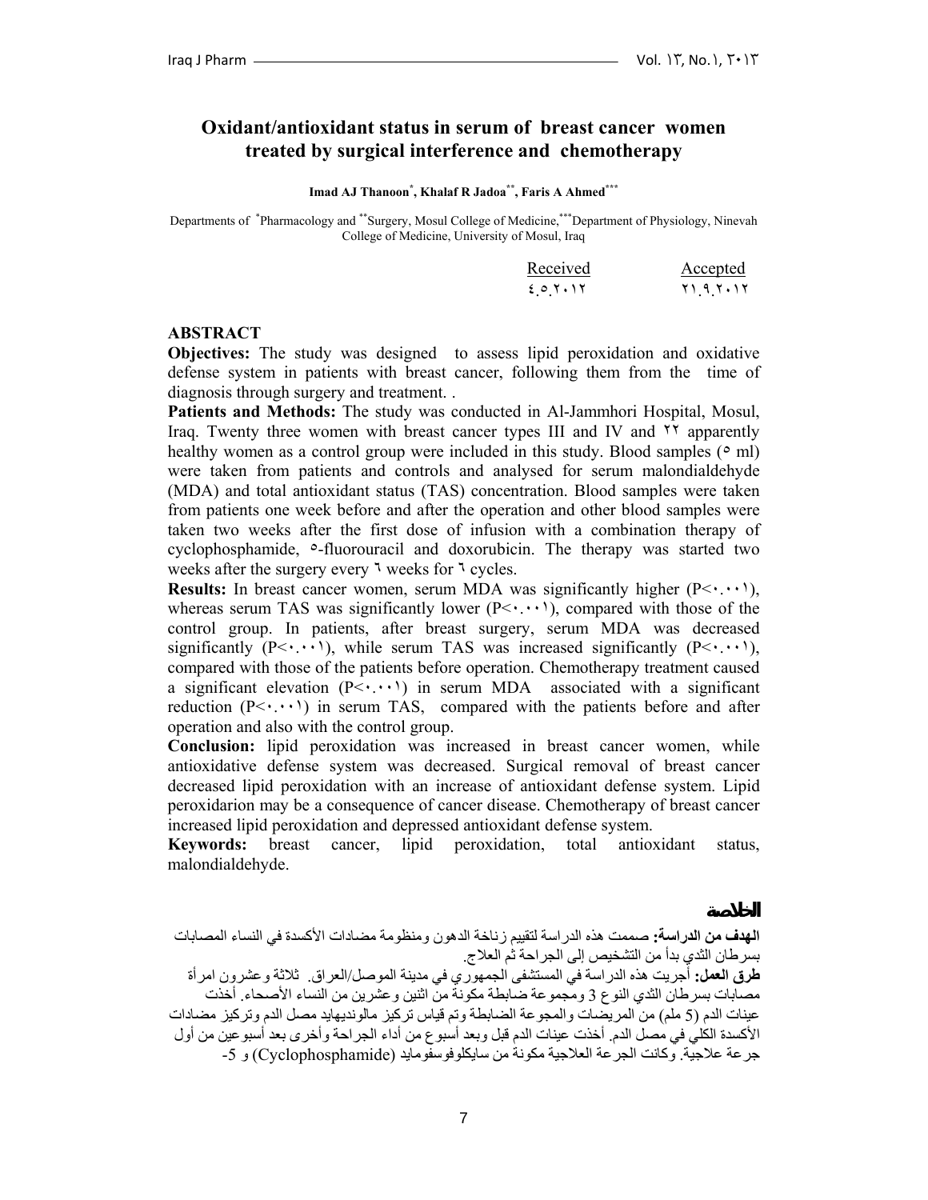# Oxidant/antioxidant status in serum of breast cancer women treated by surgical interference and chemotherapy

**Imad AJ Thanoon[*], Khalaf R Jadoa[**], Faris A Ahmed[***]**

Departments of [*]Pharmacology and [**]Surgery, Mosul College of Medicine,[***]Department of Physiology, Ninevah College of Medicine, University of Mosul, Iraq

| Received | Accepted |
|---|---|
| ٤.٥.٢٠١٢ | ٢١.٩.٢٠١٢ |

## ABSTRACT

**Objectives:** The study was designed to assess lipid peroxidation and oxidative defense system in patients with breast cancer, following them from the time of diagnosis through surgery and treatment. .

**Patients and Methods:** The study was conducted in Al-Jammhori Hospital, Mosul, Iraq. Twenty three women with breast cancer types III and IV and ٢٢ apparently healthy women as a control group were included in this study. Blood samples (٥ ml) were taken from patients and controls and analysed for serum malondialdehyde (MDA) and total antioxidant status (TAS) concentration. Blood samples were taken from patients one week before and after the operation and other blood samples were taken two weeks after the first dose of infusion with a combination therapy of cyclophosphamide, ٥-fluorouracil and doxorubicin. The therapy was started two weeks after the surgery every ٦ weeks for ٦ cycles.

**Results:** In breast cancer women, serum MDA was significantly higher (P<٠.٠٠١), whereas serum TAS was significantly lower (P<٠.٠٠١), compared with those of the control group. In patients, after breast surgery, serum MDA was decreased significantly (P<٠.٠٠١), while serum TAS was increased significantly (P<٠.٠٠١), compared with those of the patients before operation. Chemotherapy treatment caused a significant elevation (P<٠.٠٠١) in serum MDA associated with a significant reduction (P<٠.٠٠١) in serum TAS, compared with the patients before and after operation and also with the control group.

**Conclusion:** lipid peroxidation was increased in breast cancer women, while antioxidative defense system was decreased. Surgical removal of breast cancer decreased lipid peroxidation with an increase of antioxidant defense system. Lipid peroxidarion may be a consequence of cancer disease. Chemotherapy of breast cancer increased lipid peroxidation and depressed antioxidant defense system.

**Keywords:** breast cancer, lipid peroxidation, total antioxidant status, malondialdehyde.

## الخلاصة

**الهدف من الدراسة:** صممت هذه الدراسة لتقييم زناخة الدهون ومنظومة مضادات الأكسدة في النساء المصابات بسرطان الثدي بدأ من التشخيص إلى الجراحة ثم العلاج.

**طرق العمل:** أجريت هذه الدراسة في المستشفى الجمهوري في مدينة الموصل/العراق. ثلاثة وعشرون امرأة مصابات بسرطان الثدي النوع 3 ومجموعة ضابطة مكونة من اثنين وعشرين من النساء الأصحاء. أخذت عينات الدم (5 ملم) من المريضات والمجموعة الضابطة وتم قياس تركيز مالونديهايد مصل الدم وتركيز مضادات الأكسدة الكلي في مصل الدم. أخذت عينات الدم قبل وبعد أسبوع من أداء الجراحة وأخرى بعد أسبوعين من أول جرعة علاجية. وكانت الجرعة العلاجية مكونة من سايكلوفوسفومايد (Cyclophosphamide) و 5-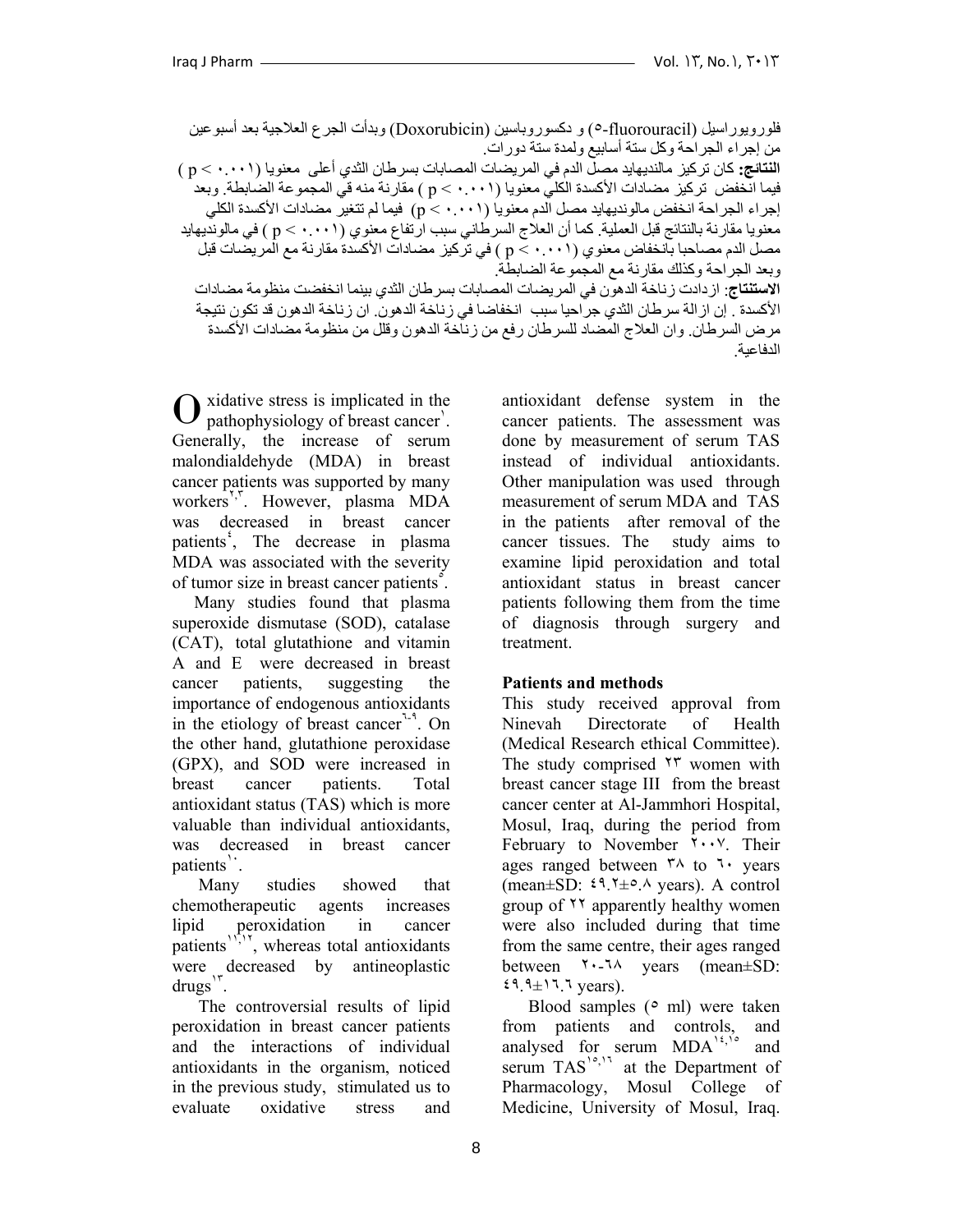فلورويوراسيل (5-fluorouracil) و دكسوروباسين (Doxorubicin) وبدأت الجرع العلاجية بعد أسبوعين من إجراء الجراحة وكل ستة أسابيع ولمدة ستة دورات.

**النتائج:** كان تركيز مالنديهايد مصل الدم في المريضات المصابات بسرطان الثدي أعلى معنويا ( p < ٠.٠٠١ ) فيما انخفض تركيز مضادات الأكسدة الكلي معنويا ( p < ٠.٠٠١ ) مقارنة منه في المجموعة الضابطة. وبعد إجراء الجراحة انخفض مالونديهايد مصل الدم معنويا (p < ٠.٠٠١) فيما لم تتغير مضادات الأكسدة الكلي معنويا مقارنة بالنتائج قبل العملية. كما أن العلاج السرطاني سبب ارتفاع معنوي ( p < ٠.٠٠١ ) في مالونديهايد مصل الدم مصاحبا بانخفاض معنوي ( p < ٠.٠٠١ ) في تركيز مضادات الأكسدة مقارنة مع المريضات قبل وبعد الجراحة وكذلك مقارنة مع المجموعة الضابطة.

**الاستنتاج**: ازدادت زناخة الدهون في المريضات المصابات بسرطان الثدي بينما انخفضت منظومة مضادات الأكسدة . إن ازالة سرطان الثدي جراحيا سبب انخفاضا في زناخة الدهون. ان زناخة الدهون قد تكون نتيجة مرض السرطان. وان العلاج المضاد للسرطان رفع من زناخة الدهون وقلل من منظومة مضادات الأكسدة الدفاعية.

Oxidative stress is implicated in the pathophysiology of breast cancer[1]. Generally, the increase of serum malondialdehyde (MDA) in breast cancer patients was supported by many workers[2,3]. However, plasma MDA was decreased in breast cancer patients[4], The decrease in plasma MDA was associated with the severity of tumor size in breast cancer patients[5].

Many studies found that plasma superoxide dismutase (SOD), catalase (CAT), total glutathione and vitamin A and E were decreased in breast cancer patients, suggesting the importance of endogenous antioxidants in the etiology of breast cancer[6-9]. On the other hand, glutathione peroxidase (GPX), and SOD were increased in breast cancer patients. Total antioxidant status (TAS) which is more valuable than individual antioxidants, was decreased in breast cancer patients[10].

Many studies showed that chemotherapeutic agents increases lipid peroxidation in cancer patients[11,12], whereas total antioxidants were decreased by antineoplastic drugs[13].

The controversial results of lipid peroxidation in breast cancer patients and the interactions of individual antioxidants in the organism, noticed in the previous study, stimulated us to evaluate oxidative stress and antioxidant defense system in the cancer patients. The assessment was done by measurement of serum TAS instead of individual antioxidants. Other manipulation was used through measurement of serum MDA and TAS in the patients after removal of the cancer tissues. The study aims to examine lipid peroxidation and total antioxidant status in breast cancer patients following them from the time of diagnosis through surgery and treatment.

## Patients and methods

This study received approval from Ninevah Directorate of Health (Medical Research ethical Committee). The study comprised 23 women with breast cancer stage III from the breast cancer center at Al-Jammhori Hospital, Mosul, Iraq, during the period from February to November 2007. Their ages ranged between 38 to 60 years (mean±SD: 49.2±5.8 years). A control group of 22 apparently healthy women were also included during that time from the same centre, their ages ranged between 20-68 years (mean±SD: 49.9±16.6 years).

Blood samples (5 ml) were taken from patients and controls, and analysed for serum MDA[14,15] and serum TAS[15,16] at the Department of Pharmacology, Mosul College of Medicine, University of Mosul, Iraq.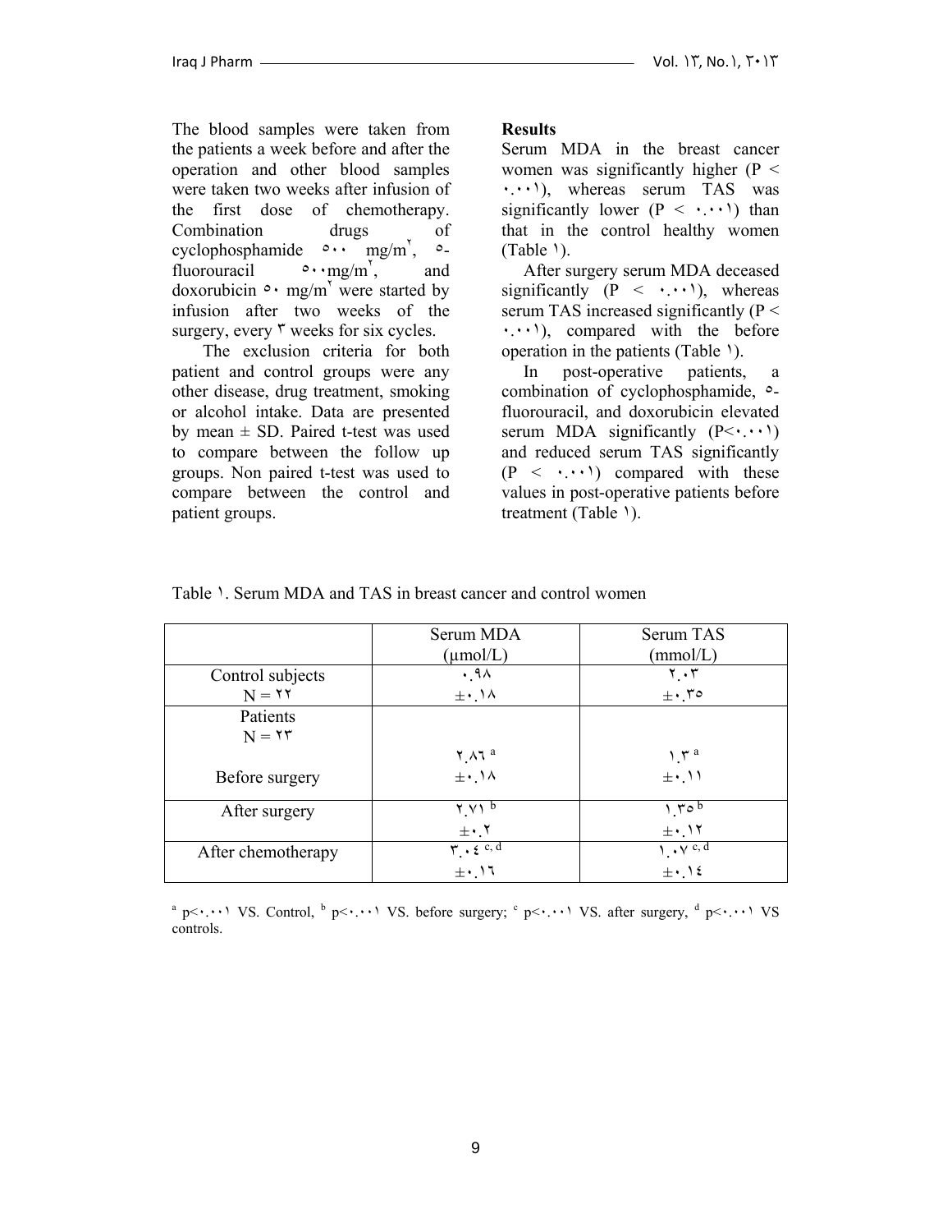The blood samples were taken from the patients a week before and after the operation and other blood samples were taken two weeks after infusion of the first dose of chemotherapy. Combination drugs of cyclophosphamide ٥٠٠ mg/m٢, ٥-fluorouracil ٥٠٠mg/m٢, and doxorubicin ٥٠ mg/m٢ were started by infusion after two weeks of the surgery, every ٣ weeks for six cycles.

The exclusion criteria for both patient and control groups were any other disease, drug treatment, smoking or alcohol intake. Data are presented by mean ± SD. Paired t-test was used to compare between the follow up groups. Non paired t-test was used to compare between the control and patient groups.

**Results**

Serum MDA in the breast cancer women was significantly higher (P < ٠.٠٠١), whereas serum TAS was significantly lower (P < ٠.٠٠١) than that in the control healthy women (Table ١).

After surgery serum MDA deceased significantly (P < ٠.٠٠١), whereas serum TAS increased significantly (P < ٠.٠٠١), compared with the before operation in the patients (Table ١).

In post-operative patients, a combination of cyclophosphamide, ٥-fluorouracil, and doxorubicin elevated serum MDA significantly (P<٠.٠٠١) and reduced serum TAS significantly (P < ٠.٠٠١) compared with these values in post-operative patients before treatment (Table ١).

Table ١. Serum MDA and TAS in breast cancer and control women

| | Serum MDA (µmol/L) | Serum TAS (mmol/L) |
|---|---|---|
| Control subjects N = ٢٢ | ٠.٩٨ ±٠.١٨ | ٢.٠٣ ±٠.٣٥ |
| Patients N = ٢٣ | | |
| Before surgery | ٢.٨٦ [a] ±٠.١٨ | ١.٣ [a] ±٠.١١ |
| After surgery | ٢.٧١ [b] ±٠.٢ | ١.٣٥ [b] ±٠.١٢ |
| After chemotherapy | ٣.٠٤ [c, d] ±٠.١٦ | ١.٠٧ [c, d] ±٠.١٤ |

[a] p<٠.٠٠١ VS. Control, [b] p<٠.٠٠١ VS. before surgery; [c] p<٠.٠٠١ VS. after surgery, [d] p<٠.٠٠١ VS controls.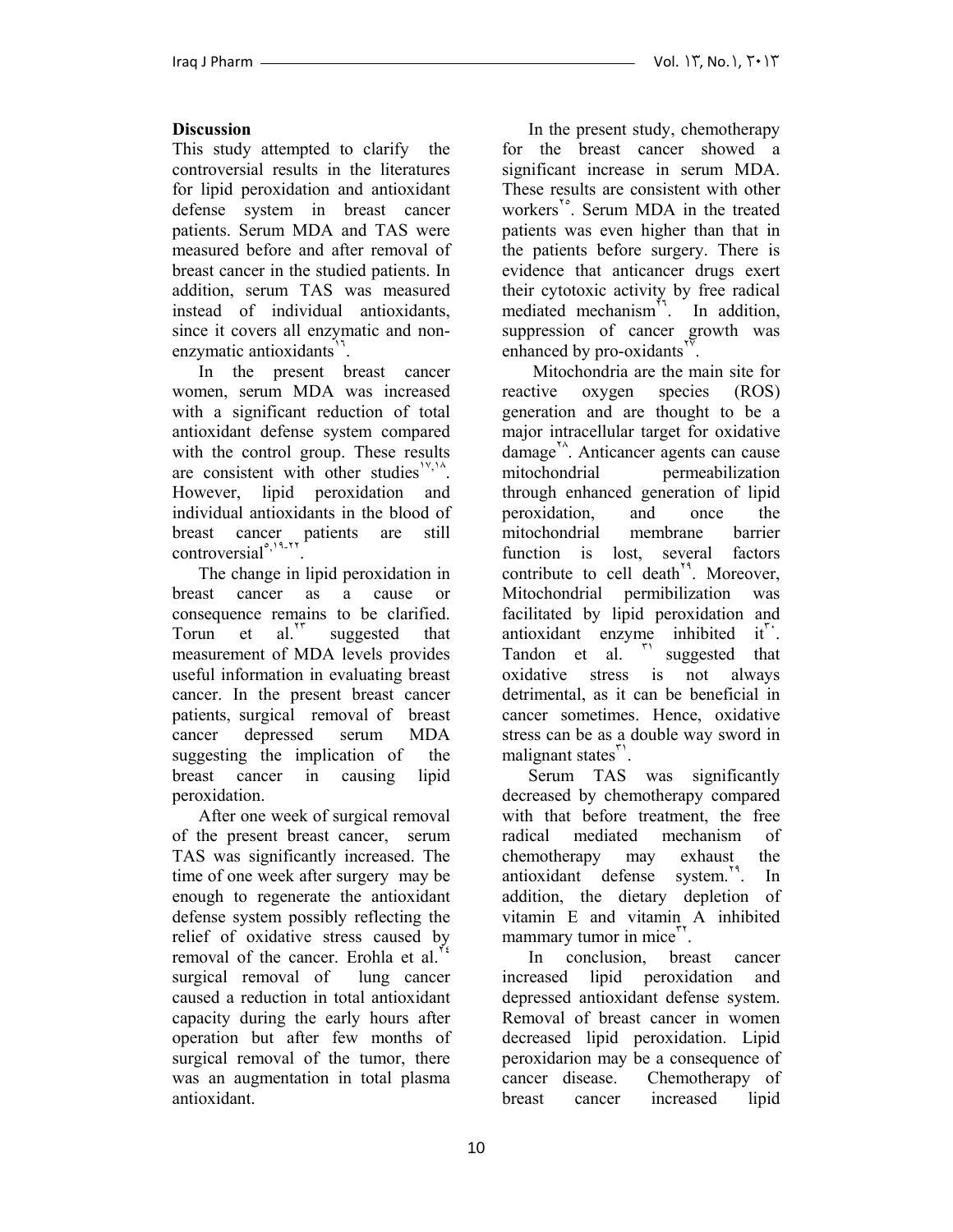## Discussion

This study attempted to clarify the controversial results in the literatures for lipid peroxidation and antioxidant defense system in breast cancer patients. Serum MDA and TAS were measured before and after removal of breast cancer in the studied patients. In addition, serum TAS was measured instead of individual antioxidants, since it covers all enzymatic and non-enzymatic antioxidants[16].

In the present breast cancer women, serum MDA was increased with a significant reduction of total antioxidant defense system compared with the control group. These results are consistent with other studies[17,18]. However, lipid peroxidation and individual antioxidants in the blood of breast cancer patients are still controversial[5,19-22].

The change in lipid peroxidation in breast cancer as a cause or consequence remains to be clarified. Torun et al.[23] suggested that measurement of MDA levels provides useful information in evaluating breast cancer. In the present breast cancer patients, surgical removal of breast cancer depressed serum MDA suggesting the implication of the breast cancer in causing lipid peroxidation.

After one week of surgical removal of the present breast cancer, serum TAS was significantly increased. The time of one week after surgery may be enough to regenerate the antioxidant defense system possibly reflecting the relief of oxidative stress caused by removal of the cancer. Erohla et al.[24] surgical removal of lung cancer caused a reduction in total antioxidant capacity during the early hours after operation but after few months of surgical removal of the tumor, there was an augmentation in total plasma antioxidant.

In the present study, chemotherapy for the breast cancer showed a significant increase in serum MDA. These results are consistent with other workers[25]. Serum MDA in the treated patients was even higher than that in the patients before surgery. There is evidence that anticancer drugs exert their cytotoxic activity by free radical mediated mechanism[26]. In addition, suppression of cancer growth was enhanced by pro-oxidants[27].

Mitochondria are the main site for reactive oxygen species (ROS) generation and are thought to be a major intracellular target for oxidative damage[28]. Anticancer agents can cause mitochondrial permeabilization through enhanced generation of lipid peroxidation, and once the mitochondrial membrane barrier function is lost, several factors contribute to cell death[29]. Moreover, Mitochondrial permibilization was facilitated by lipid peroxidation and antioxidant enzyme inhibited it[30]. Tandon et al. [31] suggested that oxidative stress is not always detrimental, as it can be beneficial in cancer sometimes. Hence, oxidative stress can be as a double way sword in malignant states[31].

Serum TAS was significantly decreased by chemotherapy compared with that before treatment, the free radical mediated mechanism of chemotherapy may exhaust the antioxidant defense system.[29]. In addition, the dietary depletion of vitamin E and vitamin A inhibited mammary tumor in mice[32].

In conclusion, breast cancer increased lipid peroxidation and depressed antioxidant defense system. Removal of breast cancer in women decreased lipid peroxidation. Lipid peroxidarion may be a consequence of cancer disease. Chemotherapy of breast cancer increased lipid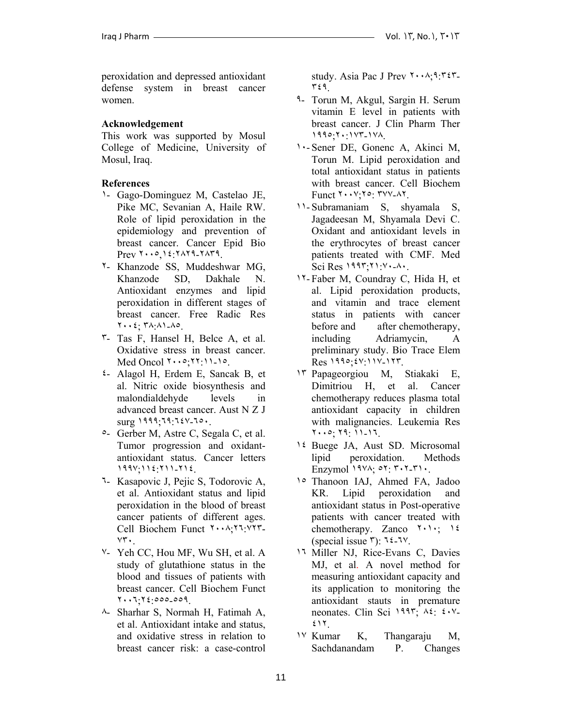peroxidation and depressed antioxidant defense system in breast cancer women.

**Acknowledgement**

This work was supported by Mosul College of Medicine, University of Mosul, Iraq.

**References**

١- Gago-Dominguez M, Castelao JE, Pike MC, Sevanian A, Haile RW. Role of lipid peroxidation in the epidemiology and prevention of breast cancer. Cancer Epid Bio Prev ٢٠٠٥,١٤:٢٨٢٩-٢٨٣٩.

٢- Khanzode SS, Muddeshwar MG, Khanzode SD, Dakhale N. Antioxidant enzymes and lipid peroxidation in different stages of breast cancer. Free Radic Res ٢٠٠٤; ٣٨:٨١-٨٥.

٣- Tas F, Hansel H, Belce A, et al. Oxidative stress in breast cancer. Med Oncol ٢٠٠٥;٢٢:١١-١٥.

٤- Alagol H, Erdem E, Sancak B, et al. Nitric oxide biosynthesis and malondialdehyde levels in advanced breast cancer. Aust N Z J surg ١٩٩٩;٦٩:٦٤٧-٦٥٠.

٥- Gerber M, Astre C, Segala C, et al. Tumor progression and oxidant-antioxidant status. Cancer letters ١٩٩٧;١١٤:٢١١-٢١٤.

٦- Kasapovic J, Pejic S, Todorovic A, et al. Antioxidant status and lipid peroxidation in the blood of breast cancer patients of different ages. Cell Biochem Funct ٢٠٠٨;٢٦:٧٢٣-٧٣٠.

٧- Yeh CC, Hou MF, Wu SH, et al. A study of glutathione status in the blood and tissues of patients with breast cancer. Cell Biochem Funct ٢٠٠٦;٢٤:٥٥٥-٥٥٩.

٨- Sharhar S, Normah H, Fatimah A, et al. Antioxidant intake and status, and oxidative stress in relation to breast cancer risk: a case-control study. Asia Pac J Prev ٢٠٠٨;٩:٣٤٣-٣٤٩.

٩- Torun M, Akgul, Sargin H. Serum vitamin E level in patients with breast cancer. J Clin Pharm Ther ١٩٩٥;٢٠:١٧٣-١٧٨.

١٠- Sener DE, Gonenc A, Akinci M, Torun M. Lipid peroxidation and total antioxidant status in patients with breast cancer. Cell Biochem Funct ٢٠٠٧;٢٥: ٣٧٧-٨٢.

١١- Subramaniam S, shyamala S, Jagadeesan M, Shyamala Devi C. Oxidant and antioxidant levels in the erythrocytes of breast cancer patients treated with CMF. Med Sci Res ١٩٩٣;٢١:٧٠-٨٠.

١٢- Faber M, Coundray C, Hida H, et al. Lipid peroxidation products, and vitamin and trace element status in patients with cancer before and after chemotherapy, including Adriamycin, A preliminary study. Bio Trace Elem Res ١٩٩٥;٤٧:١١٧-١٢٣.

١٣ Papageorgiou M, Stiakaki E, Dimitriou H, et al. Cancer chemotherapy reduces plasma total antioxidant capacity in children with malignancies. Leukemia Res ٢٠٠٥; ٢٩: ١١-١٦.

١٤ Buege JA, Aust SD. Microsomal lipid peroxidation. Methods Enzymol ١٩٧٨; ٥٢: ٣٠٢-٣١٠.

١٥ Thanoon IAJ, Ahmed FA, Jadoo KR. Lipid peroxidation and antioxidant status in Post-operative patients with cancer treated with chemotherapy. Zanco ٢٠١٠; ١٤ (special issue ٣): ٦٤-٦٧.

١٦ Miller NJ, Rice-Evans C, Davies MJ, et al. A novel method for measuring antioxidant capacity and its application to monitoring the antioxidant stauts in premature neonates. Clin Sci ١٩٩٣; ٨٤: ٤٠٧-٤١٢.

١٧ Kumar K, Thangaraju M, Sachdanandam P. Changes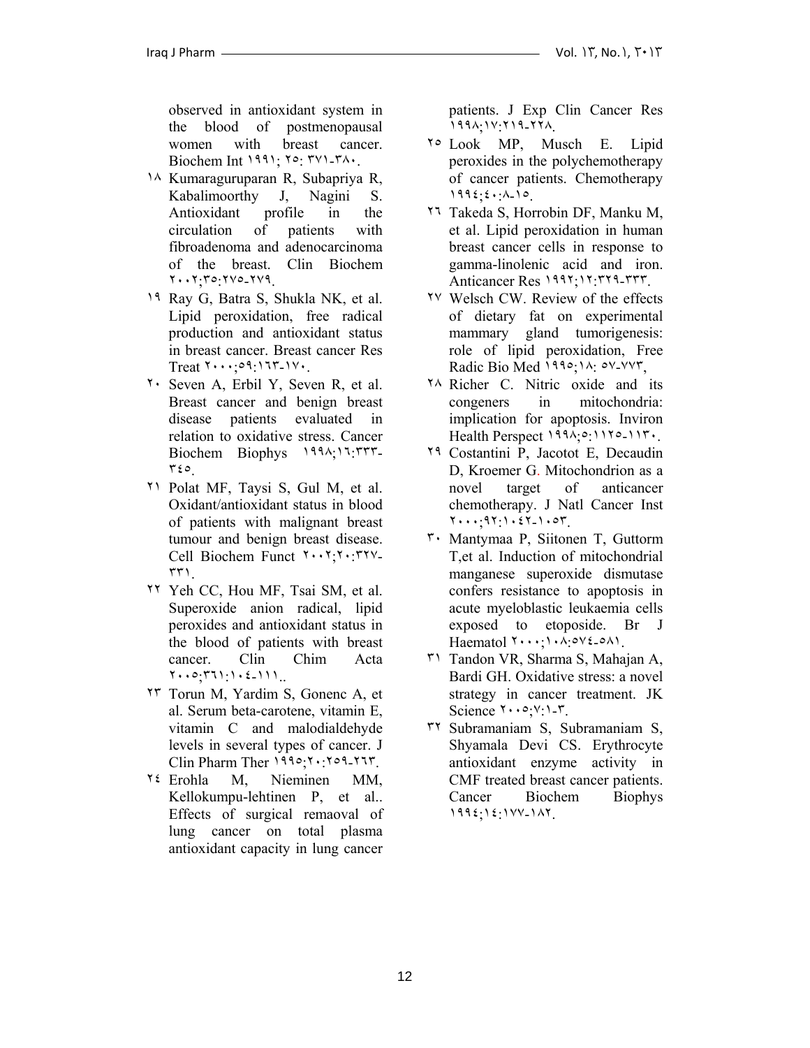observed in antioxidant system in the blood of postmenopausal women with breast cancer. Biochem Int ١٩٩١; ٢٥: ٣٧١-٣٨٠.

١٨ Kumaraguruparan R, Subapriya R, Kabalimoorthy J, Nagini S. Antioxidant profile in the circulation of patients with fibroadenoma and adenocarcinoma of the breast. Clin Biochem ٢٠٠٢;٣٥:٢٧٥-٢٧٩.

١٩ Ray G, Batra S, Shukla NK, et al. Lipid peroxidation, free radical production and antioxidant status in breast cancer. Breast cancer Res Treat ٢٠٠٠;٥٩:١٦٣-١٧٠.

٢٠ Seven A, Erbil Y, Seven R, et al. Breast cancer and benign breast disease patients evaluated in relation to oxidative stress. Cancer Biochem Biophys ١٩٩٨;١٦:٣٣٣-٣٤٥.

٢١ Polat MF, Taysi S, Gul M, et al. Oxidant/antioxidant status in blood of patients with malignant breast tumour and benign breast disease. Cell Biochem Funct ٢٠٠٢;٢٠:٣٢٧-٣٣١.

٢٢ Yeh CC, Hou MF, Tsai SM, et al. Superoxide anion radical, lipid peroxides and antioxidant status in the blood of patients with breast cancer. Clin Chim Acta ٢٠٠٥;٣٦١:١٠٤-١١١..

٢٣ Torun M, Yardim S, Gonenc A, et al. Serum beta-carotene, vitamin E, vitamin C and malodialdehyde levels in several types of cancer. J Clin Pharm Ther ١٩٩٥;٢٠:٢٥٩-٢٦٣.

٢٤ Erohla M, Nieminen MM, Kellokumpu-lehtinen P, et al.. Effects of surgical remaoval of lung cancer on total plasma antioxidant capacity in lung cancer patients. J Exp Clin Cancer Res ١٩٩٨;١٧:٢١٩-٢٢٨.

٢٥ Look MP, Musch E. Lipid peroxides in the polychemotherapy of cancer patients. Chemotherapy ١٩٩٤;٤٠:٨-١٥.

٢٦ Takeda S, Horrobin DF, Manku M, et al. Lipid peroxidation in human breast cancer cells in response to gamma-linolenic acid and iron. Anticancer Res ١٩٩٢;١٢:٣٢٩-٣٣٣.

٢٧ Welsch CW. Review of the effects of dietary fat on experimental mammary gland tumorigenesis: role of lipid peroxidation, Free Radic Bio Med ١٩٩٥;١٨: ٥٧-٧٧٣,

٢٨ Richer C. Nitric oxide and its congeners in mitochondria: implication for apoptosis. Inviron Health Perspect ١٩٩٨;٥:١١٢٥-١١٣٠.

٢٩ Costantini P, Jacotot E, Decaudin D, Kroemer G. Mitochondrion as a novel target of anticancer chemotherapy. J Natl Cancer Inst ٢٠٠٠;٩٢:١٠٤٢-١٠٥٣.

٣٠ Mantymaa P, Siitonen T, Guttorm T,et al. Induction of mitochondrial manganese superoxide dismutase confers resistance to apoptosis in acute myeloblastic leukaemia cells exposed to etoposide. Br J Haematol ٢٠٠٠;١٠٨:٥٧٤-٥٨١.

٣١ Tandon VR, Sharma S, Mahajan A, Bardi GH. Oxidative stress: a novel strategy in cancer treatment. JK Science ٢٠٠٥;٧:١-٣.

٣٢ Subramaniam S, Subramaniam S, Shyamala Devi CS. Erythrocyte antioxidant enzyme activity in CMF treated breast cancer patients. Cancer Biochem Biophys ١٩٩٤;١٤:١٧٧-١٨٢.